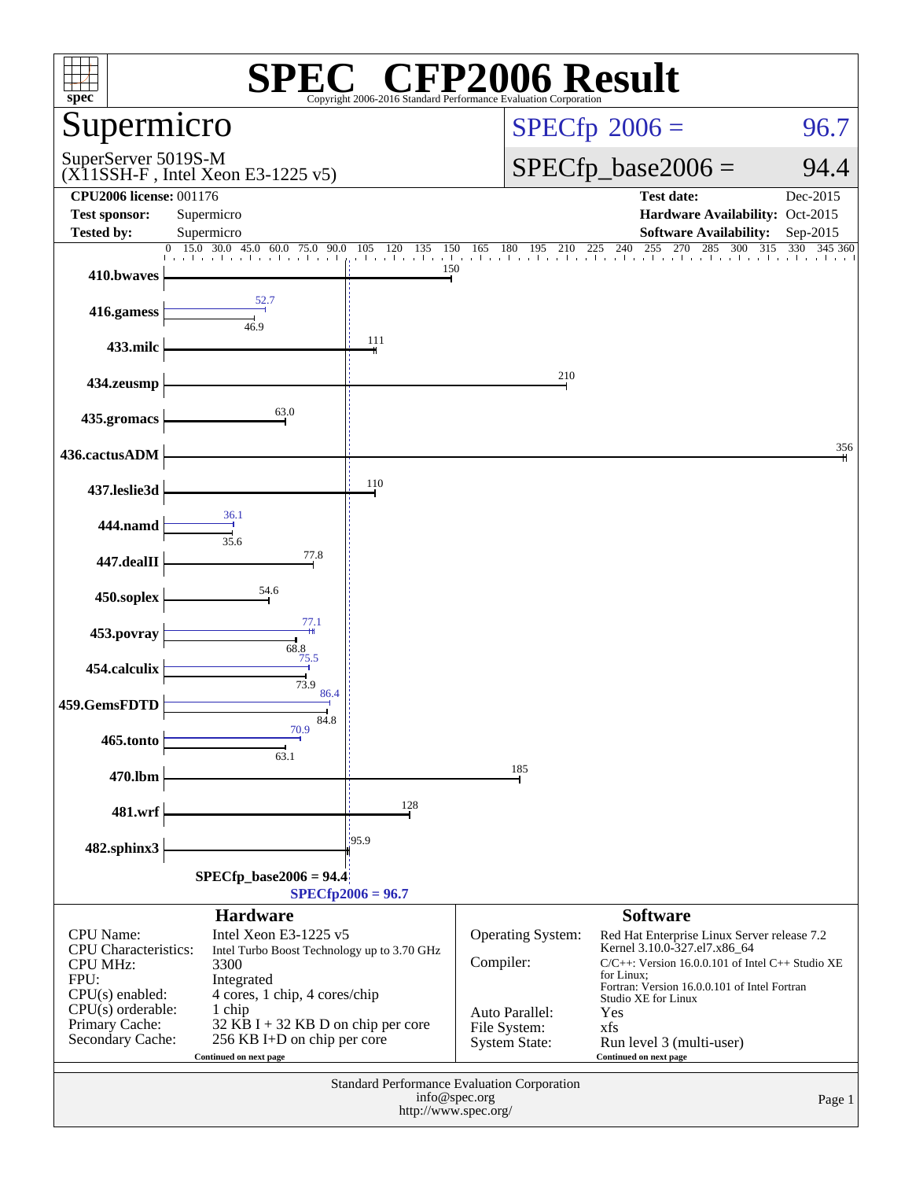# SPEC® CFP2006 Result

Copyright 2006-2016 Standard Performance Evaluation Corporation

## Supermicro

SuperServer 5019S-M
(X11SSH-F , Intel Xeon E3-1225 v5)

**SPECfp 2006 = 96.7**

**SPECfp_base2006 = 94.4**

| | | | |
|---|---|---|---|
| **CPU2006 license:** 001176 | | **Test date:** | Dec-2015 |
| **Test sponsor:** | Supermicro | **Hardware Availability:** | Oct-2015 |
| **Tested by:** | Supermicro | **Software Availability:** | Sep-2015 |

| Benchmark | Peak | Base |
|---|---|---|
| 410.bwaves | | 150 |
| 416.gamess | 52.7 | 46.9 |
| 433.milc | | 111 |
| 434.zeusmp | | 210 |
| 435.gromacs | | 63.0 |
| 436.cactusADM | | 356 |
| 437.leslie3d | | 110 |
| 444.namd | 36.1 | 35.6 |
| 447.dealII | | 77.8 |
| 450.soplex | | 54.6 |
| 453.povray | 77.1 | 68.8 |
| 454.calculix | 75.5 | 73.9 |
| 459.GemsFDTD | 86.4 | 84.8 |
| 465.tonto | 70.9 | 63.1 |
| 470.lbm | | 185 |
| 481.wrf | | 128 |
| 482.sphinx3 | | 95.9 |

SPECfp_base2006 = 94.4

SPECfp2006 = 96.7

### Hardware

| | |
|---|---|
| CPU Name: | Intel Xeon E3-1225 v5 |
| CPU Characteristics: | Intel Turbo Boost Technology up to 3.70 GHz |
| CPU MHz: | 3300 |
| FPU: | Integrated |
| CPU(s) enabled: | 4 cores, 1 chip, 4 cores/chip |
| CPU(s) orderable: | 1 chip |
| Primary Cache: | 32 KB I + 32 KB D on chip per core |
| Secondary Cache: | 256 KB I+D on chip per core |

Continued on next page

### Software

| | |
|---|---|
| Operating System: | Red Hat Enterprise Linux Server release 7.2 Kernel 3.10.0-327.el7.x86_64 |
| Compiler: | C/C++: Version 16.0.0.101 of Intel C++ Studio XE for Linux; Fortran: Version 16.0.0.101 of Intel Fortran Studio XE for Linux |
| Auto Parallel: | Yes |
| File System: | xfs |
| System State: | Run level 3 (multi-user) |

Continued on next page

Standard Performance Evaluation Corporation
info@spec.org
http://www.spec.org/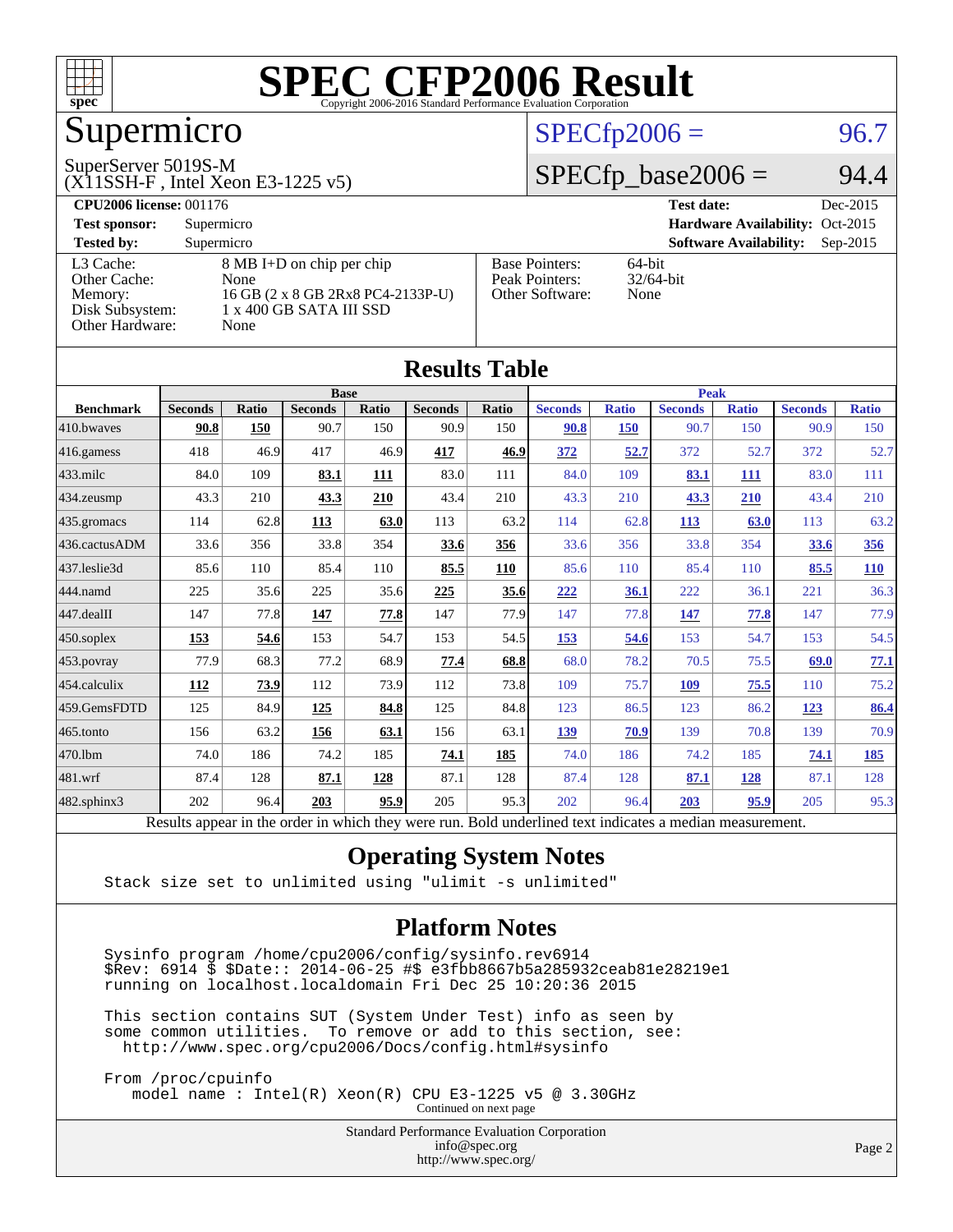# SPEC CFP2006 Result

Copyright 2006-2016 Standard Performance Evaluation Corporation

# Supermicro

SuperServer 5019S-M
(X11SSH-F , Intel Xeon E3-1225 v5)

SPECfp2006 = 96.7

SPECfp_base2006 = 94.4

| | | | |
|---|---|---|---|
| **CPU2006 license:** 001176 | | **Test date:** | Dec-2015 |
| **Test sponsor:** | Supermicro | **Hardware Availability:** | Oct-2015 |
| **Tested by:** | Supermicro | **Software Availability:** | Sep-2015 |

| | |
|---|---|
| L3 Cache: | 8 MB I+D on chip per chip |
| Other Cache: | None |
| Memory: | 16 GB (2 x 8 GB 2Rx8 PC4-2133P-U) |
| Disk Subsystem: | 1 x 400 GB SATA III SSD |
| Other Hardware: | None |

| | |
|---|---|
| Base Pointers: | 64-bit |
| Peak Pointers: | 32/64-bit |
| Other Software: | None |

## Results Table

| | Base | | | | | | Peak | | | | | |
|---|---|---|---|---|---|---|---|---|---|---|---|---|
| **Benchmark** | **Seconds** | **Ratio** | **Seconds** | **Ratio** | **Seconds** | **Ratio** | **Seconds** | **Ratio** | **Seconds** | **Ratio** | **Seconds** | **Ratio** |
| 410.bwaves | **90.8** | **150** | 90.7 | 150 | 90.9 | 150 | **90.8** | **150** | 90.7 | 150 | 90.9 | 150 |
| 416.gamess | 418 | 46.9 | 417 | 46.9 | **417** | **46.9** | **372** | **52.7** | 372 | 52.7 | 372 | 52.7 |
| 433.milc | 84.0 | 109 | **83.1** | **111** | 83.0 | 111 | 84.0 | 109 | **83.1** | **111** | 83.0 | 111 |
| 434.zeusmp | 43.3 | 210 | **43.3** | **210** | 43.4 | 210 | 43.3 | 210 | **43.3** | **210** | 43.4 | 210 |
| 435.gromacs | 114 | 62.8 | **113** | **63.0** | 113 | 63.2 | 114 | 62.8 | **113** | **63.0** | 113 | 63.2 |
| 436.cactusADM | 33.6 | 356 | 33.8 | 354 | **33.6** | **356** | 33.6 | 356 | 33.8 | 354 | **33.6** | **356** |
| 437.leslie3d | 85.6 | 110 | 85.4 | 110 | **85.5** | **110** | 85.6 | 110 | 85.4 | 110 | **85.5** | **110** |
| 444.namd | 225 | 35.6 | 225 | 35.6 | **225** | **35.6** | **222** | **36.1** | 222 | 36.1 | 221 | 36.3 |
| 447.dealII | 147 | 77.8 | **147** | **77.8** | 147 | 77.9 | 147 | 77.8 | **147** | **77.8** | 147 | 77.9 |
| 450.soplex | **153** | **54.6** | 153 | 54.7 | 153 | 54.5 | **153** | **54.6** | 153 | 54.7 | 153 | 54.5 |
| 453.povray | 77.9 | 68.3 | 77.2 | 68.9 | **77.4** | **68.8** | 68.0 | 78.2 | 70.5 | 75.5 | **69.0** | **77.1** |
| 454.calculix | **112** | **73.9** | 112 | 73.9 | 112 | 73.8 | 109 | 75.7 | **109** | **75.5** | 110 | 75.2 |
| 459.GemsFDTD | 125 | 84.9 | **125** | **84.8** | 125 | 84.8 | 123 | 86.5 | 123 | 86.2 | **123** | **86.4** |
| 465.tonto | 156 | 63.2 | **156** | **63.1** | 156 | 63.1 | **139** | **70.9** | 139 | 70.8 | 139 | 70.9 |
| 470.lbm | 74.0 | 186 | 74.2 | 185 | **74.1** | **185** | 74.0 | 186 | 74.2 | 185 | **74.1** | **185** |
| 481.wrf | 87.4 | 128 | **87.1** | **128** | 87.1 | 128 | 87.4 | 128 | **87.1** | **128** | 87.1 | 128 |
| 482.sphinx3 | 202 | 96.4 | **203** | **95.9** | 205 | 95.3 | 202 | 96.4 | **203** | **95.9** | 205 | 95.3 |

Results appear in the order in which they were run. Bold underlined text indicates a median measurement.

## Operating System Notes

```
Stack size set to unlimited using "ulimit -s unlimited"
```

## Platform Notes

```
Sysinfo program /home/cpu2006/config/sysinfo.rev6914
$Rev: 6914 $ $Date:: 2014-06-25 #$ e3fbb8667b5a285932ceab81e28219e1
running on localhost.localdomain Fri Dec 25 10:20:36 2015

This section contains SUT (System Under Test) info as seen by
some common utilities.  To remove or add to this section, see:
  http://www.spec.org/cpu2006/Docs/config.html#sysinfo

From /proc/cpuinfo
   model name : Intel(R) Xeon(R) CPU E3-1225 v5 @ 3.30GHz
```

Continued on next page

Standard Performance Evaluation Corporation
info@spec.org
http://www.spec.org/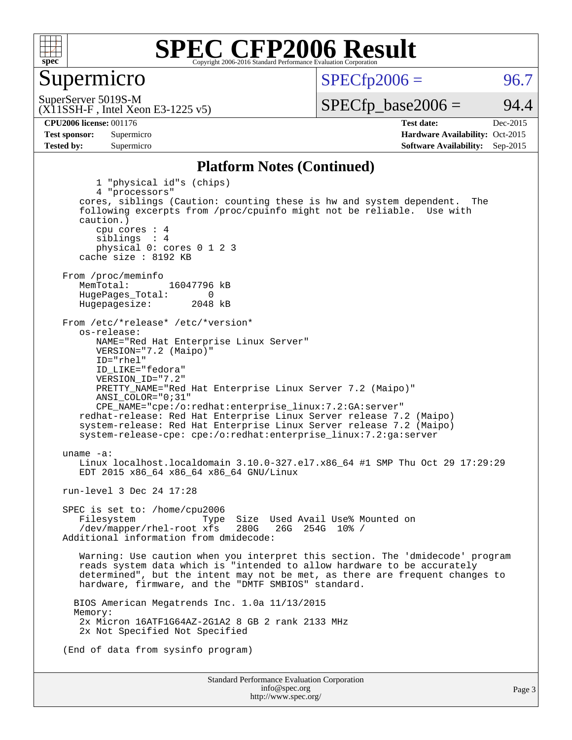# SPEC CFP2006 Result

Copyright 2006-2016 Standard Performance Evaluation Corporation

## Supermicro

SuperServer 5019S-M
(X11SSH-F , Intel Xeon E3-1225 v5)

SPECfp2006 = 96.7

SPECfp_base2006 = 94.4

| | | | |
|---|---|---|---|
| **CPU2006 license:** 001176 | | **Test date:** | Dec-2015 |
| **Test sponsor:** | Supermicro | **Hardware Availability:** | Oct-2015 |
| **Tested by:** | Supermicro | **Software Availability:** | Sep-2015 |

### Platform Notes (Continued)

```
        1 "physical id"s (chips)
        4 "processors"
    cores, siblings (Caution: counting these is hw and system dependent.  The
    following excerpts from /proc/cpuinfo might not be reliable.  Use with
    caution.)
        cpu cores : 4
        siblings  : 4
        physical 0: cores 0 1 2 3
    cache size : 8192 KB

 From /proc/meminfo
    MemTotal:       16047796 kB
    HugePages_Total:       0
    Hugepagesize:       2048 kB

 From /etc/*release* /etc/*version*
    os-release:
       NAME="Red Hat Enterprise Linux Server"
       VERSION="7.2 (Maipo)"
       ID="rhel"
       ID_LIKE="fedora"
       VERSION_ID="7.2"
       PRETTY_NAME="Red Hat Enterprise Linux Server 7.2 (Maipo)"
       ANSI_COLOR="0;31"
       CPE_NAME="cpe:/o:redhat:enterprise_linux:7.2:GA:server"
    redhat-release: Red Hat Enterprise Linux Server release 7.2 (Maipo)
    system-release: Red Hat Enterprise Linux Server release 7.2 (Maipo)
    system-release-cpe: cpe:/o:redhat:enterprise_linux:7.2:ga:server

 uname -a:
    Linux localhost.localdomain 3.10.0-327.el7.x86_64 #1 SMP Thu Oct 29 17:29:29
    EDT 2015 x86_64 x86_64 x86_64 GNU/Linux

 run-level 3 Dec 24 17:28

 SPEC is set to: /home/cpu2006
    Filesystem            Type  Size  Used Avail Use% Mounted on
    /dev/mapper/rhel-root xfs   280G   26G  254G  10% /
 Additional information from dmidecode:

    Warning: Use caution when you interpret this section. The 'dmidecode' program
    reads system data which is "intended to allow hardware to be accurately
    determined", but the intent may not be met, as there are frequent changes to
    hardware, firmware, and the "DMTF SMBIOS" standard.

   BIOS American Megatrends Inc. 1.0a 11/13/2015
   Memory:
    2x Micron 16ATF1G64AZ-2G1A2 8 GB 2 rank 2133 MHz
    2x Not Specified Not Specified

 (End of data from sysinfo program)
```

Standard Performance Evaluation Corporation
info@spec.org
http://www.spec.org/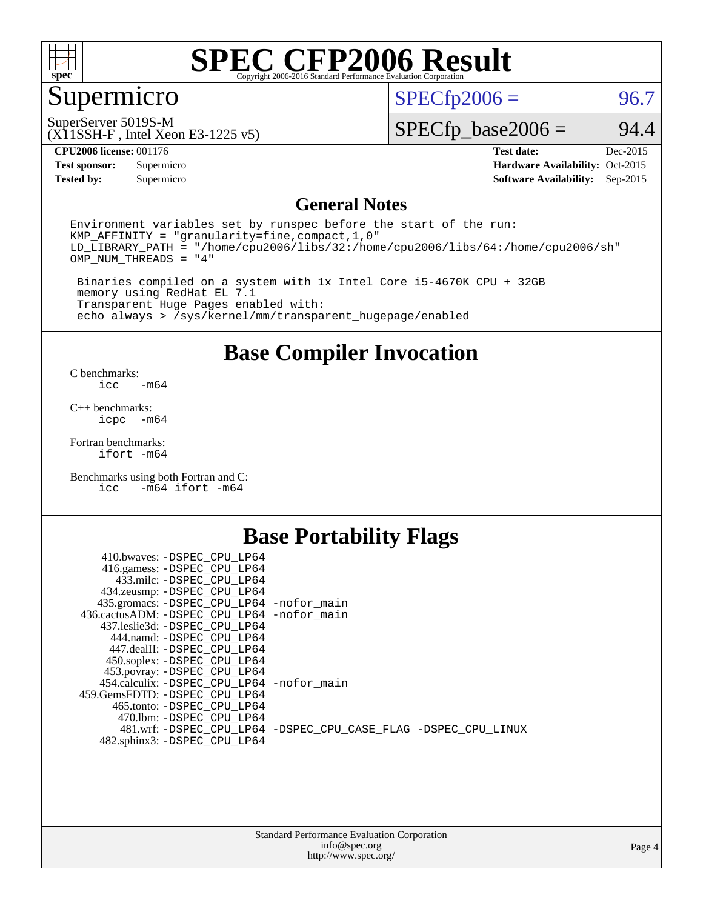# SPEC CFP2006 Result

Copyright 2006-2016 Standard Performance Evaluation Corporation

## Supermicro

SuperServer 5019S-M
(X11SSH-F , Intel Xeon E3-1225 v5)

SPECfp2006 = 96.7

SPECfp_base2006 = 94.4

| | | | |
|---|---|---|---|
| **CPU2006 license:** 001176 | | **Test date:** | Dec-2015 |
| **Test sponsor:** | Supermicro | **Hardware Availability:** | Oct-2015 |
| **Tested by:** | Supermicro | **Software Availability:** | Sep-2015 |

## General Notes

```
Environment variables set by runspec before the start of the run:
KMP_AFFINITY = "granularity=fine,compact,1,0"
LD_LIBRARY_PATH = "/home/cpu2006/libs/32:/home/cpu2006/libs/64:/home/cpu2006/sh"
OMP_NUM_THREADS = "4"

 Binaries compiled on a system with 1x Intel Core i5-4670K CPU + 32GB
 memory using RedHat EL 7.1
 Transparent Huge Pages enabled with:
 echo always > /sys/kernel/mm/transparent_hugepage/enabled
```

## Base Compiler Invocation

C benchmarks:
```
icc   -m64
```

C++ benchmarks:
```
icpc  -m64
```

Fortran benchmarks:
```
ifort -m64
```

Benchmarks using both Fortran and C:
```
icc   -m64 ifort -m64
```

## Base Portability Flags

```
     410.bwaves: -DSPEC_CPU_LP64
     416.gamess: -DSPEC_CPU_LP64
       433.milc: -DSPEC_CPU_LP64
     434.zeusmp: -DSPEC_CPU_LP64
    435.gromacs: -DSPEC_CPU_LP64 -nofor_main
 436.cactusADM: -DSPEC_CPU_LP64 -nofor_main
   437.leslie3d: -DSPEC_CPU_LP64
       444.namd: -DSPEC_CPU_LP64
     447.dealII: -DSPEC_CPU_LP64
     450.soplex: -DSPEC_CPU_LP64
     453.povray: -DSPEC_CPU_LP64
   454.calculix: -DSPEC_CPU_LP64 -nofor_main
  459.GemsFDTD: -DSPEC_CPU_LP64
      465.tonto: -DSPEC_CPU_LP64
        470.lbm: -DSPEC_CPU_LP64
        481.wrf: -DSPEC_CPU_LP64 -DSPEC_CPU_CASE_FLAG -DSPEC_CPU_LINUX
    482.sphinx3: -DSPEC_CPU_LP64
```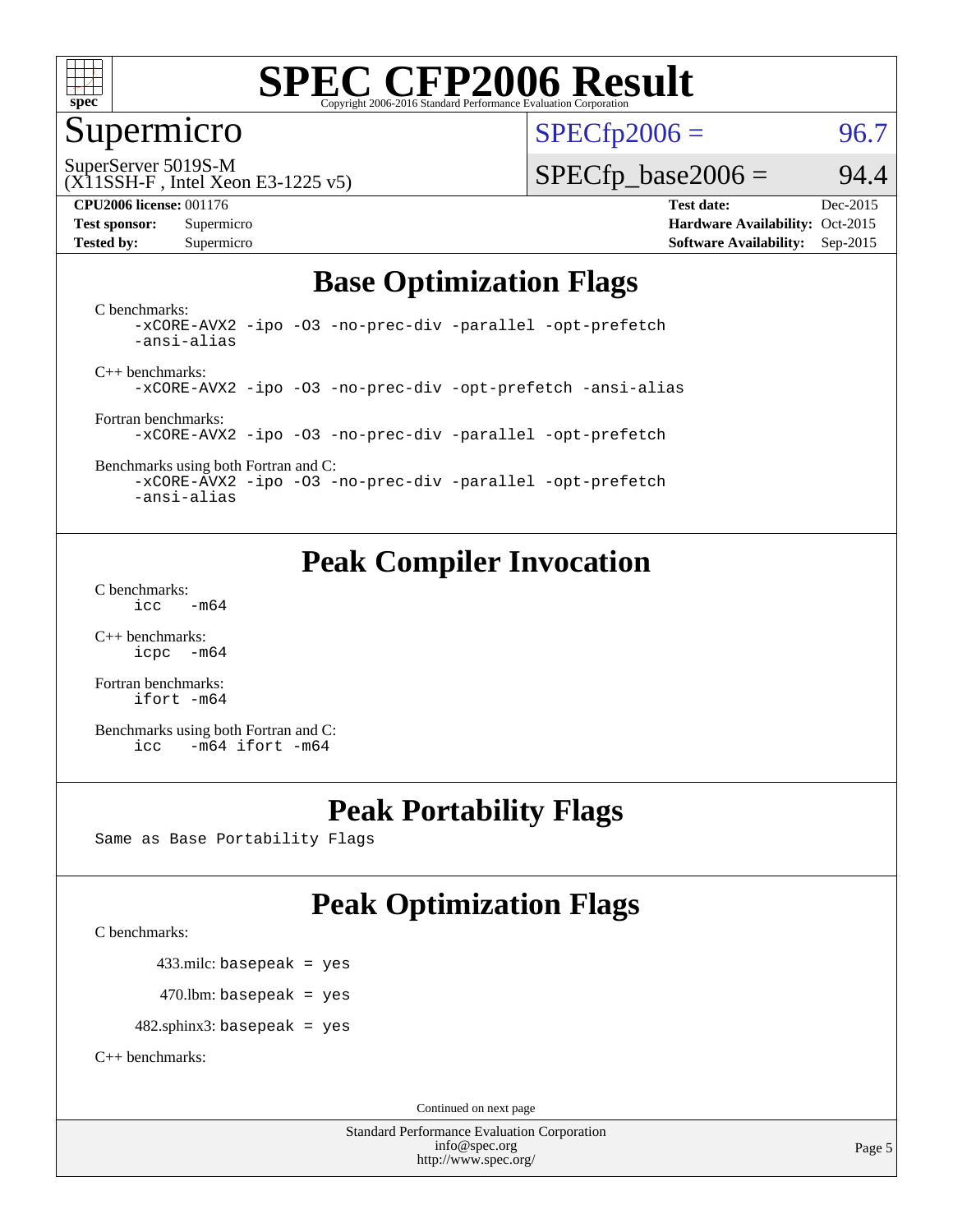# SPEC CFP2006 Result

Copyright 2006-2016 Standard Performance Evaluation Corporation

## Supermicro

SuperServer 5019S-M
(X11SSH-F , Intel Xeon E3-1225 v5)

SPECfp2006 = 96.7

SPECfp_base2006 = 94.4

**CPU2006 license:** 001176
**Test sponsor:** Supermicro
**Tested by:** Supermicro

**Test date:** Dec-2015
**Hardware Availability:** Oct-2015
**Software Availability:** Sep-2015

## Base Optimization Flags

C benchmarks:
```
-xCORE-AVX2 -ipo -O3 -no-prec-div -parallel -opt-prefetch
-ansi-alias
```

C++ benchmarks:
```
-xCORE-AVX2 -ipo -O3 -no-prec-div -opt-prefetch -ansi-alias
```

Fortran benchmarks:
```
-xCORE-AVX2 -ipo -O3 -no-prec-div -parallel -opt-prefetch
```

Benchmarks using both Fortran and C:
```
-xCORE-AVX2 -ipo -O3 -no-prec-div -parallel -opt-prefetch
-ansi-alias
```

## Peak Compiler Invocation

C benchmarks:
```
icc   -m64
```

C++ benchmarks:
```
icpc  -m64
```

Fortran benchmarks:
```
ifort -m64
```

Benchmarks using both Fortran and C:
```
icc   -m64 ifort -m64
```

## Peak Portability Flags

Same as Base Portability Flags

## Peak Optimization Flags

C benchmarks:

433.milc: basepeak = yes

470.lbm: basepeak = yes

482.sphinx3: basepeak = yes

C++ benchmarks:

Continued on next page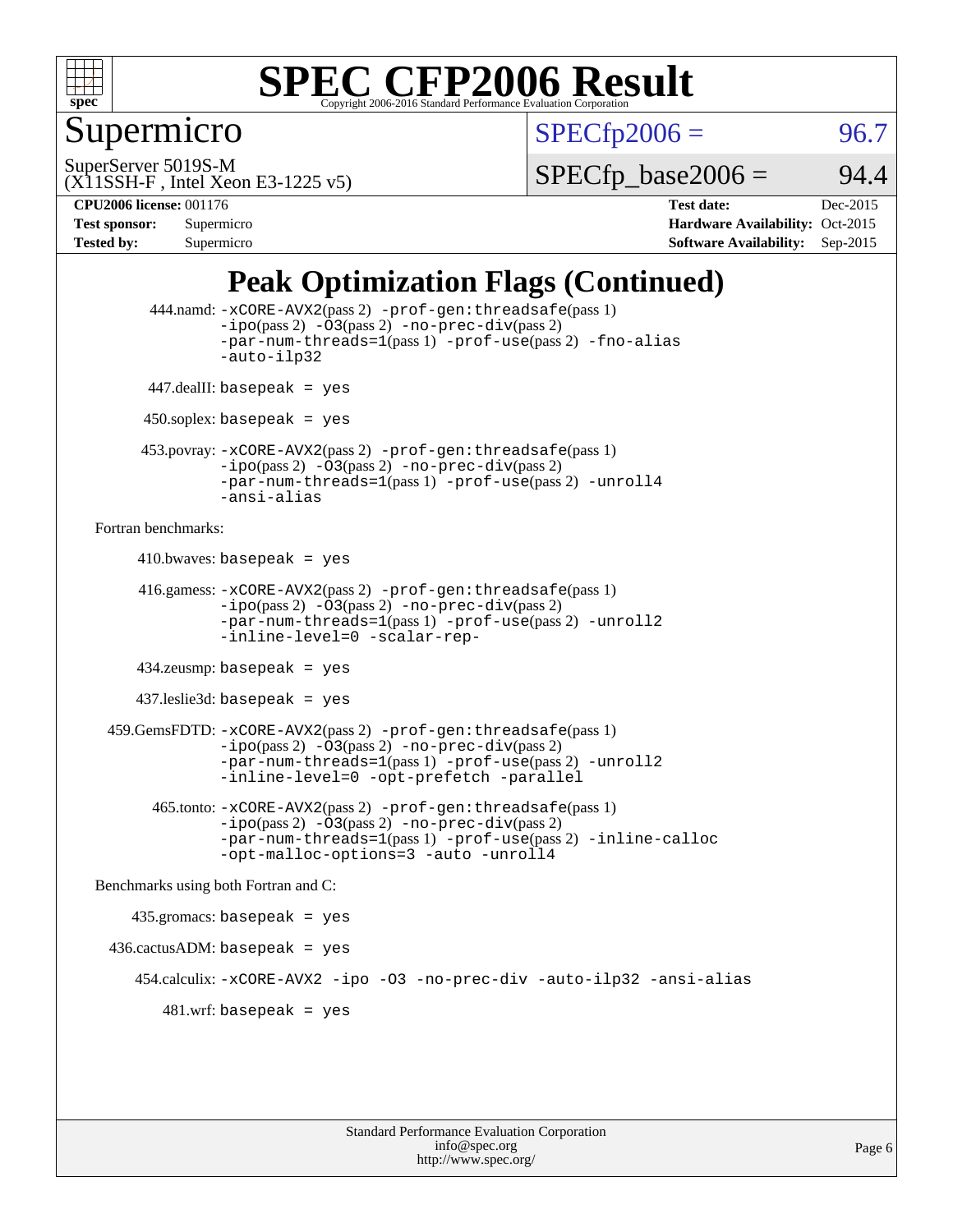# SPEC CFP2006 Result

Copyright 2006-2016 Standard Performance Evaluation Corporation

## Supermicro

SuperServer 5019S-M
(X11SSH-F , Intel Xeon E3-1225 v5)

SPECfp2006 = 96.7

SPECfp_base2006 = 94.4

| | | | |
|---|---|---|---|
| **CPU2006 license:** 001176 | | **Test date:** | Dec-2015 |
| **Test sponsor:** | Supermicro | **Hardware Availability:** | Oct-2015 |
| **Tested by:** | Supermicro | **Software Availability:** | Sep-2015 |

## Peak Optimization Flags (Continued)

444.namd: -xCORE-AVX2(pass 2) -prof-gen:threadsafe(pass 1) -ipo(pass 2) -O3(pass 2) -no-prec-div(pass 2) -par-num-threads=1(pass 1) -prof-use(pass 2) -fno-alias -auto-ilp32

447.dealII: basepeak = yes

450.soplex: basepeak = yes

453.povray: -xCORE-AVX2(pass 2) -prof-gen:threadsafe(pass 1) -ipo(pass 2) -O3(pass 2) -no-prec-div(pass 2) -par-num-threads=1(pass 1) -prof-use(pass 2) -unroll4 -ansi-alias

Fortran benchmarks:

410.bwaves: basepeak = yes

416.gamess: -xCORE-AVX2(pass 2) -prof-gen:threadsafe(pass 1) -ipo(pass 2) -O3(pass 2) -no-prec-div(pass 2) -par-num-threads=1(pass 1) -prof-use(pass 2) -unroll2 -inline-level=0 -scalar-rep-

434.zeusmp: basepeak = yes

437.leslie3d: basepeak = yes

459.GemsFDTD: -xCORE-AVX2(pass 2) -prof-gen:threadsafe(pass 1) -ipo(pass 2) -O3(pass 2) -no-prec-div(pass 2) -par-num-threads=1(pass 1) -prof-use(pass 2) -unroll2 -inline-level=0 -opt-prefetch -parallel

465.tonto: -xCORE-AVX2(pass 2) -prof-gen:threadsafe(pass 1) -ipo(pass 2) -O3(pass 2) -no-prec-div(pass 2) -par-num-threads=1(pass 1) -prof-use(pass 2) -inline-calloc -opt-malloc-options=3 -auto -unroll4

Benchmarks using both Fortran and C:

435.gromacs: basepeak = yes

436.cactusADM: basepeak = yes

454.calculix: -xCORE-AVX2 -ipo -O3 -no-prec-div -auto-ilp32 -ansi-alias

481.wrf: basepeak = yes

Standard Performance Evaluation Corporation
info@spec.org
http://www.spec.org/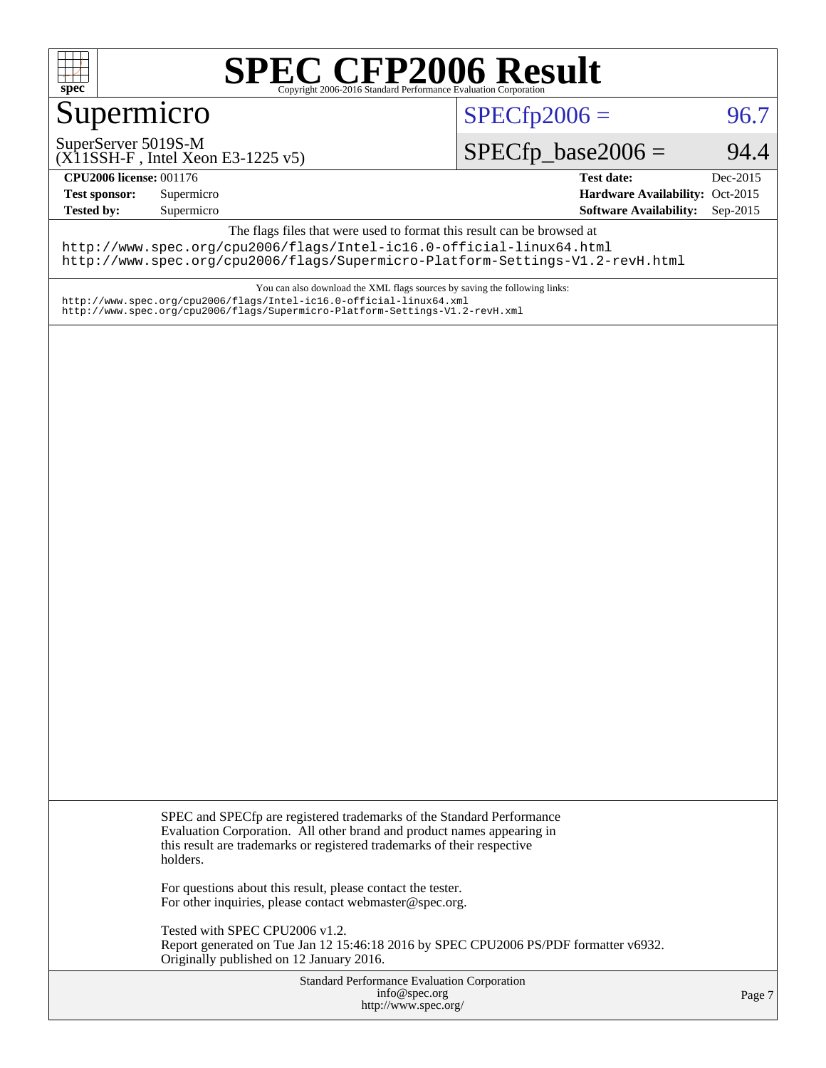# SPEC CFP2006 Result

Copyright 2006-2016 Standard Performance Evaluation Corporation

## Supermicro

SuperServer 5019S-M
(X11SSH-F , Intel Xeon E3-1225 v5)

SPECfp2006 = 96.7

SPECfp_base2006 = 94.4

| | | | |
|---|---|---|---|
| **CPU2006 license:** 001176 | | **Test date:** | Dec-2015 |
| **Test sponsor:** | Supermicro | **Hardware Availability:** | Oct-2015 |
| **Tested by:** | Supermicro | **Software Availability:** | Sep-2015 |

The flags files that were used to format this result can be browsed at

```
http://www.spec.org/cpu2006/flags/Intel-ic16.0-official-linux64.html
http://www.spec.org/cpu2006/flags/Supermicro-Platform-Settings-V1.2-revH.html
```

You can also download the XML flags sources by saving the following links:

```
http://www.spec.org/cpu2006/flags/Intel-ic16.0-official-linux64.xml
http://www.spec.org/cpu2006/flags/Supermicro-Platform-Settings-V1.2-revH.xml
```

SPEC and SPECfp are registered trademarks of the Standard Performance Evaluation Corporation. All other brand and product names appearing in this result are trademarks or registered trademarks of their respective holders.

For questions about this result, please contact the tester.
For other inquiries, please contact webmaster@spec.org.

Tested with SPEC CPU2006 v1.2.
Report generated on Tue Jan 12 15:46:18 2016 by SPEC CPU2006 PS/PDF formatter v6932.
Originally published on 12 January 2016.

Standard Performance Evaluation Corporation
info@spec.org
http://www.spec.org/